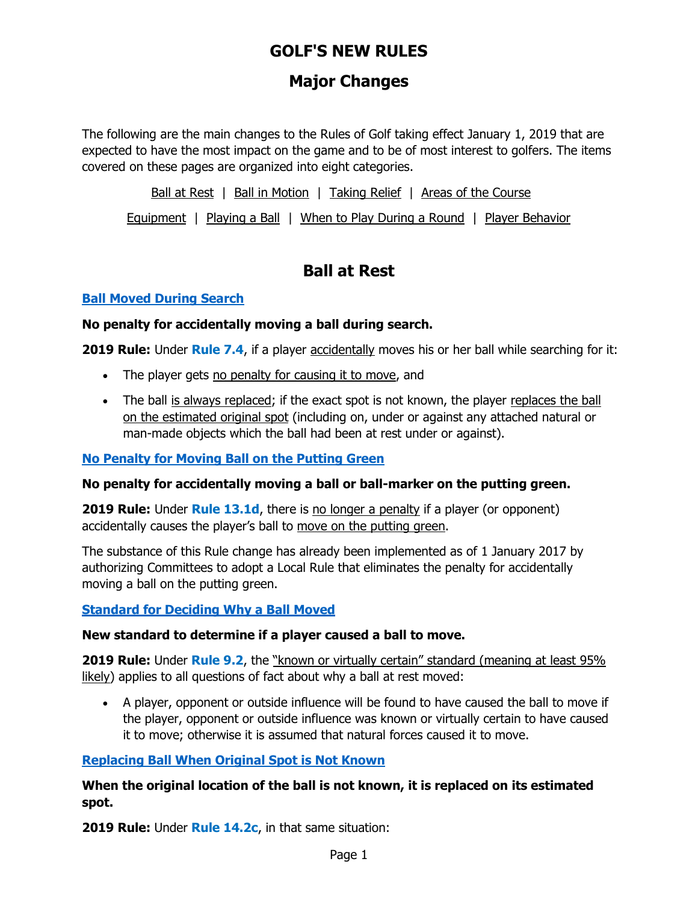# GOLF'S NEW RULES

## Major Changes

The following are the main changes to the Rules of Golf taking effect January 1, 2019 that are expected to have the most impact on the game and to be of most interest to golfers. The items covered on these pages are organized into eight categories.

Ball at Rest | Ball in Motion | Taking Relief | Areas of the Course

Equipment | Playing a Ball | When to Play During a Round | Player Behavior

## Ball at Rest

### Ball Moved During Search

**No penalty for accidentally moving a ball during search.**

**2019 Rule:** Under **Rule 7.4**, if a player accidentally moves his or her ball while searching for it:

- The player gets no penalty for causing it to move, and
- The ball is always replaced; if the exact spot is not known, the player replaces the ball on the estimated original spot (including on, under or against any attached natural or man-made objects which the ball had been at rest under or against).

### No Penalty for Moving Ball on the Putting Green

**No penalty for accidentally moving a ball or ball-marker on the putting green.**

**2019 Rule:** Under **Rule 13.1d**, there is no longer a penalty if a player (or opponent) accidentally causes the player's ball to move on the putting green.

The substance of this Rule change has already been implemented as of 1 January 2017 by authorizing Committees to adopt a Local Rule that eliminates the penalty for accidentally moving a ball on the putting green.

### Standard for Deciding Why a Ball Moved

**New standard to determine if a player caused a ball to move.**

**2019 Rule:** Under **Rule 9.2**, the "known or virtually certain" standard (meaning at least 95% likely) applies to all questions of fact about why a ball at rest moved:

- A player, opponent or outside influence will be found to have caused the ball to move if the player, opponent or outside influence was known or virtually certain to have caused it to move; otherwise it is assumed that natural forces caused it to move.

### Replacing Ball When Original Spot is Not Known

**When the original location of the ball is not known, it is replaced on its estimated spot.**

**2019 Rule:** Under **Rule 14.2c**, in that same situation: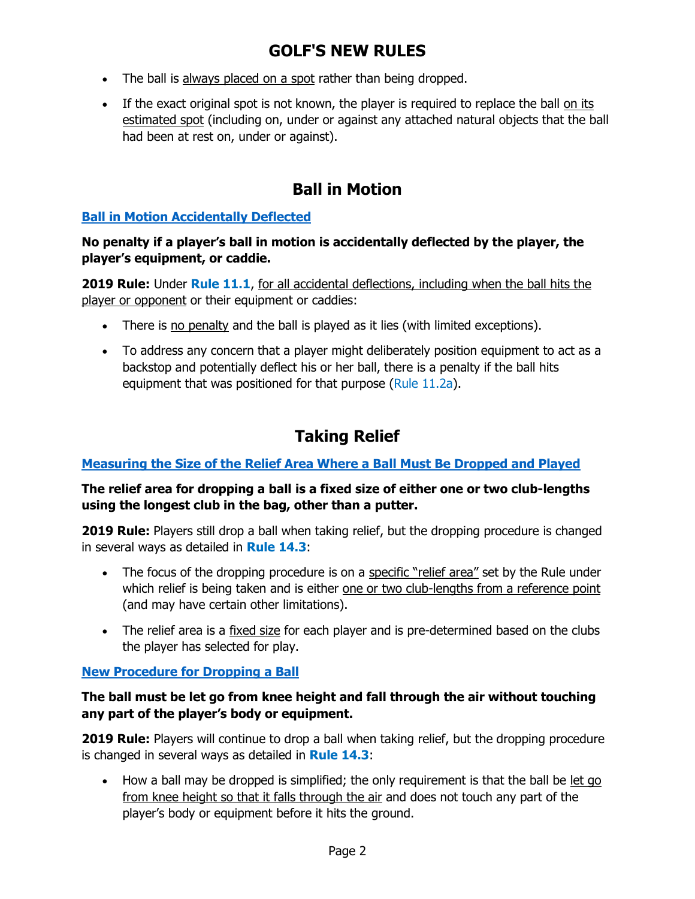- The ball is always placed on a spot rather than being dropped.
- If the exact original spot is not known, the player is required to replace the ball on its estimated spot (including on, under or against any attached natural objects that the ball had been at rest on, under or against).

## Ball in Motion

### Ball in Motion Accidentally Deflected

**No penalty if a player's ball in motion is accidentally deflected by the player, the player's equipment, or caddie.**

**2019 Rule:** Under **Rule 11.1**, for all accidental deflections, including when the ball hits the player or opponent or their equipment or caddies:

- There is no penalty and the ball is played as it lies (with limited exceptions).
- To address any concern that a player might deliberately position equipment to act as a backstop and potentially deflect his or her ball, there is a penalty if the ball hits equipment that was positioned for that purpose (Rule 11.2a).

## Taking Relief

### Measuring the Size of the Relief Area Where a Ball Must Be Dropped and Played

**The relief area for dropping a ball is a fixed size of either one or two club-lengths using the longest club in the bag, other than a putter.**

**2019 Rule:** Players still drop a ball when taking relief, but the dropping procedure is changed in several ways as detailed in **Rule 14.3**:

- The focus of the dropping procedure is on a specific "relief area" set by the Rule under which relief is being taken and is either one or two club-lengths from a reference point (and may have certain other limitations).
- The relief area is a fixed size for each player and is pre-determined based on the clubs the player has selected for play.

### New Procedure for Dropping a Ball

**The ball must be let go from knee height and fall through the air without touching any part of the player's body or equipment.**

**2019 Rule:** Players will continue to drop a ball when taking relief, but the dropping procedure is changed in several ways as detailed in **Rule 14.3**:

- How a ball may be dropped is simplified; the only requirement is that the ball be let go from knee height so that it falls through the air and does not touch any part of the player's body or equipment before it hits the ground.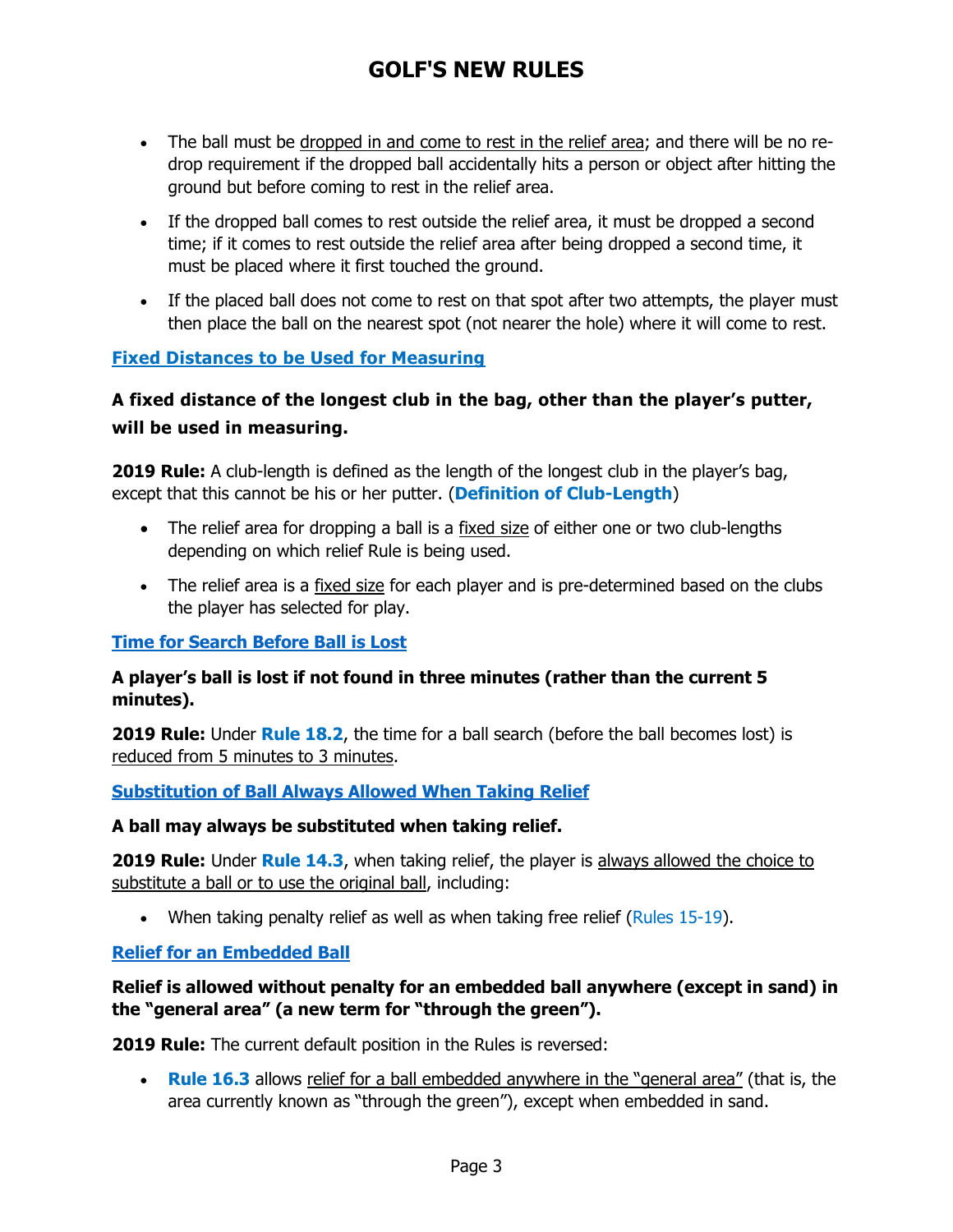- The ball must be dropped in and come to rest in the relief area; and there will be no re-drop requirement if the dropped ball accidentally hits a person or object after hitting the ground but before coming to rest in the relief area.
- If the dropped ball comes to rest outside the relief area, it must be dropped a second time; if it comes to rest outside the relief area after being dropped a second time, it must be placed where it first touched the ground.
- If the placed ball does not come to rest on that spot after two attempts, the player must then place the ball on the nearest spot (not nearer the hole) where it will come to rest.

## Fixed Distances to be Used for Measuring

**A fixed distance of the longest club in the bag, other than the player's putter, will be used in measuring.**

**2019 Rule:** A club-length is defined as the length of the longest club in the player's bag, except that this cannot be his or her putter. (**Definition of Club-Length**)

- The relief area for dropping a ball is a fixed size of either one or two club-lengths depending on which relief Rule is being used.
- The relief area is a fixed size for each player and is pre-determined based on the clubs the player has selected for play.

## Time for Search Before Ball is Lost

**A player's ball is lost if not found in three minutes (rather than the current 5 minutes).**

**2019 Rule:** Under **Rule 18.2**, the time for a ball search (before the ball becomes lost) is reduced from 5 minutes to 3 minutes.

## Substitution of Ball Always Allowed When Taking Relief

**A ball may always be substituted when taking relief.**

**2019 Rule:** Under **Rule 14.3**, when taking relief, the player is always allowed the choice to substitute a ball or to use the original ball, including:

- When taking penalty relief as well as when taking free relief (Rules 15-19).

## Relief for an Embedded Ball

**Relief is allowed without penalty for an embedded ball anywhere (except in sand) in the "general area" (a new term for "through the green").**

**2019 Rule:** The current default position in the Rules is reversed:

- **Rule 16.3** allows relief for a ball embedded anywhere in the "general area" (that is, the area currently known as "through the green"), except when embedded in sand.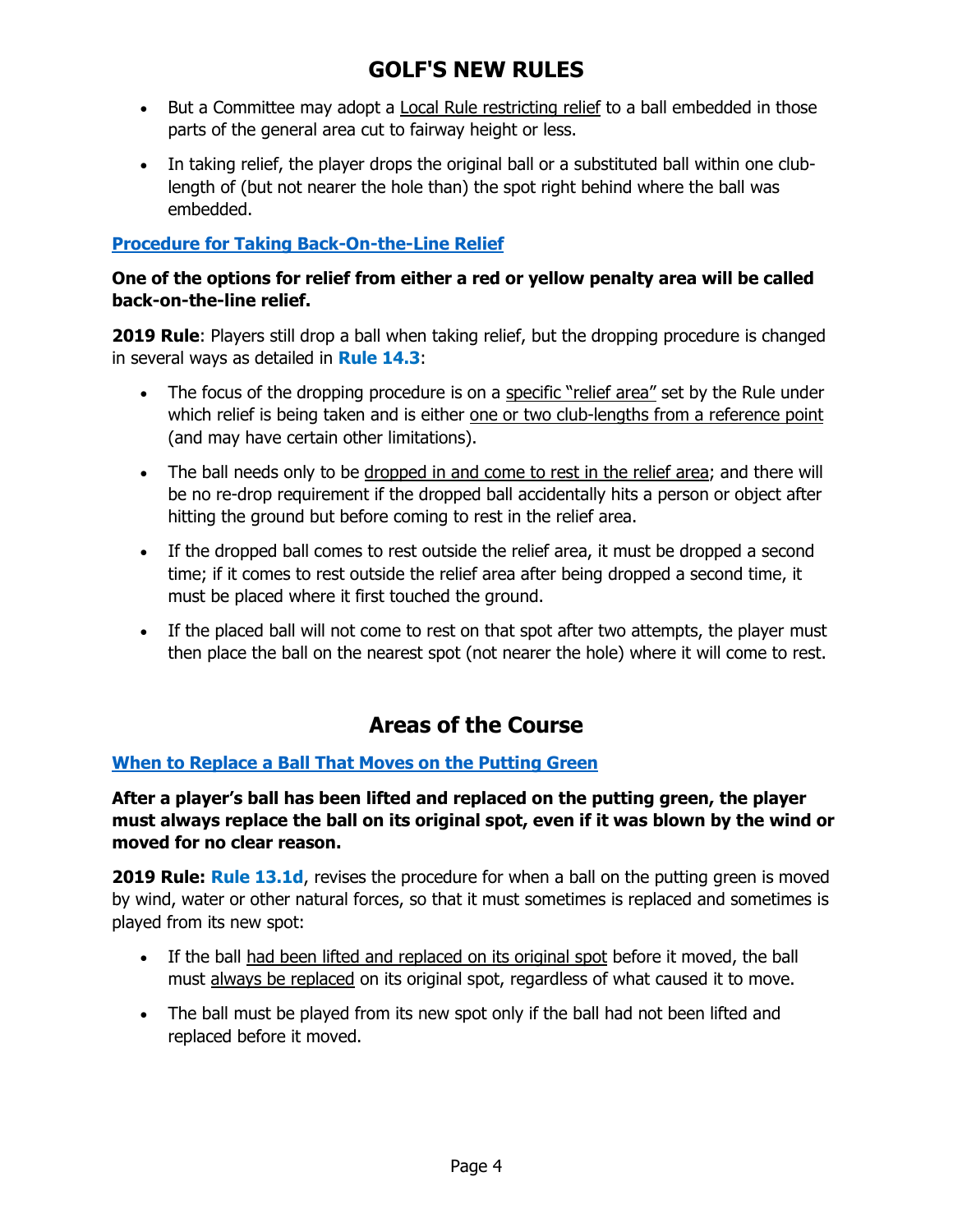- But a Committee may adopt a Local Rule restricting relief to a ball embedded in those parts of the general area cut to fairway height or less.
- In taking relief, the player drops the original ball or a substituted ball within one club-length of (but not nearer the hole than) the spot right behind where the ball was embedded.

### Procedure for Taking Back-On-the-Line Relief

**One of the options for relief from either a red or yellow penalty area will be called back-on-the-line relief.**

**2019 Rule**: Players still drop a ball when taking relief, but the dropping procedure is changed in several ways as detailed in **Rule 14.3**:

- The focus of the dropping procedure is on a specific "relief area" set by the Rule under which relief is being taken and is either one or two club-lengths from a reference point (and may have certain other limitations).
- The ball needs only to be dropped in and come to rest in the relief area; and there will be no re-drop requirement if the dropped ball accidentally hits a person or object after hitting the ground but before coming to rest in the relief area.
- If the dropped ball comes to rest outside the relief area, it must be dropped a second time; if it comes to rest outside the relief area after being dropped a second time, it must be placed where it first touched the ground.
- If the placed ball will not come to rest on that spot after two attempts, the player must then place the ball on the nearest spot (not nearer the hole) where it will come to rest.

## Areas of the Course

### When to Replace a Ball That Moves on the Putting Green

**After a player's ball has been lifted and replaced on the putting green, the player must always replace the ball on its original spot, even if it was blown by the wind or moved for no clear reason.**

**2019 Rule: Rule 13.1d**, revises the procedure for when a ball on the putting green is moved by wind, water or other natural forces, so that it must sometimes is replaced and sometimes is played from its new spot:

- If the ball had been lifted and replaced on its original spot before it moved, the ball must always be replaced on its original spot, regardless of what caused it to move.
- The ball must be played from its new spot only if the ball had not been lifted and replaced before it moved.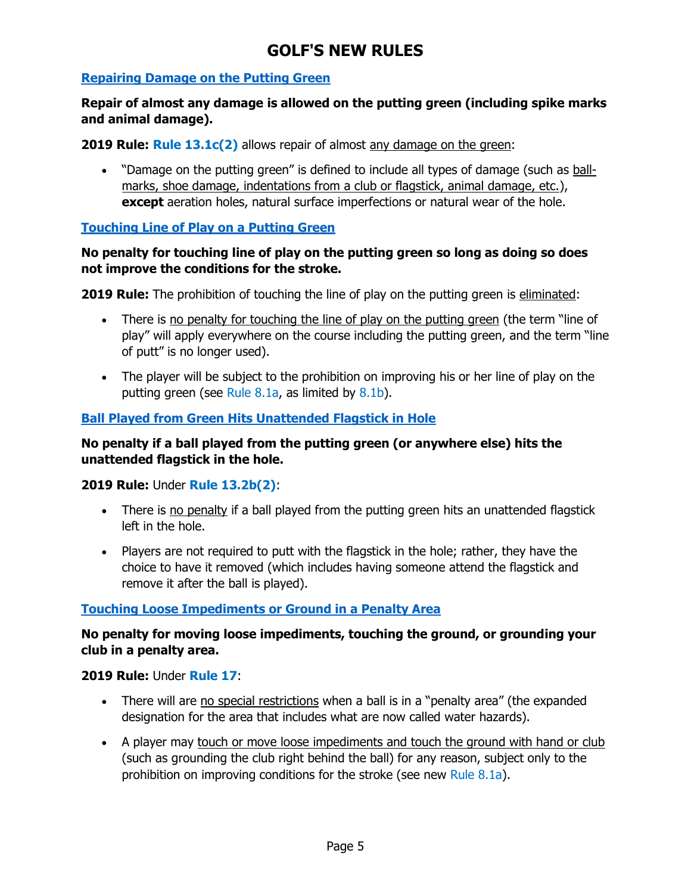# GOLF'S NEW RULES

### Repairing Damage on the Putting Green

**Repair of almost any damage is allowed on the putting green (including spike marks and animal damage).**

**2019 Rule: Rule 13.1c(2)** allows repair of almost any damage on the green:

- "Damage on the putting green" is defined to include all types of damage (such as ball-marks, shoe damage, indentations from a club or flagstick, animal damage, etc.), **except** aeration holes, natural surface imperfections or natural wear of the hole.

### Touching Line of Play on a Putting Green

**No penalty for touching line of play on the putting green so long as doing so does not improve the conditions for the stroke.**

**2019 Rule:** The prohibition of touching the line of play on the putting green is eliminated:

- There is no penalty for touching the line of play on the putting green (the term "line of play" will apply everywhere on the course including the putting green, and the term "line of putt" is no longer used).
- The player will be subject to the prohibition on improving his or her line of play on the putting green (see Rule 8.1a, as limited by 8.1b).

### Ball Played from Green Hits Unattended Flagstick in Hole

**No penalty if a ball played from the putting green (or anywhere else) hits the unattended flagstick in the hole.**

**2019 Rule:** Under **Rule 13.2b(2)**:

- There is no penalty if a ball played from the putting green hits an unattended flagstick left in the hole.
- Players are not required to putt with the flagstick in the hole; rather, they have the choice to have it removed (which includes having someone attend the flagstick and remove it after the ball is played).

### Touching Loose Impediments or Ground in a Penalty Area

**No penalty for moving loose impediments, touching the ground, or grounding your club in a penalty area.**

**2019 Rule:** Under **Rule 17**:

- There will are no special restrictions when a ball is in a "penalty area" (the expanded designation for the area that includes what are now called water hazards).
- A player may touch or move loose impediments and touch the ground with hand or club (such as grounding the club right behind the ball) for any reason, subject only to the prohibition on improving conditions for the stroke (see new Rule 8.1a).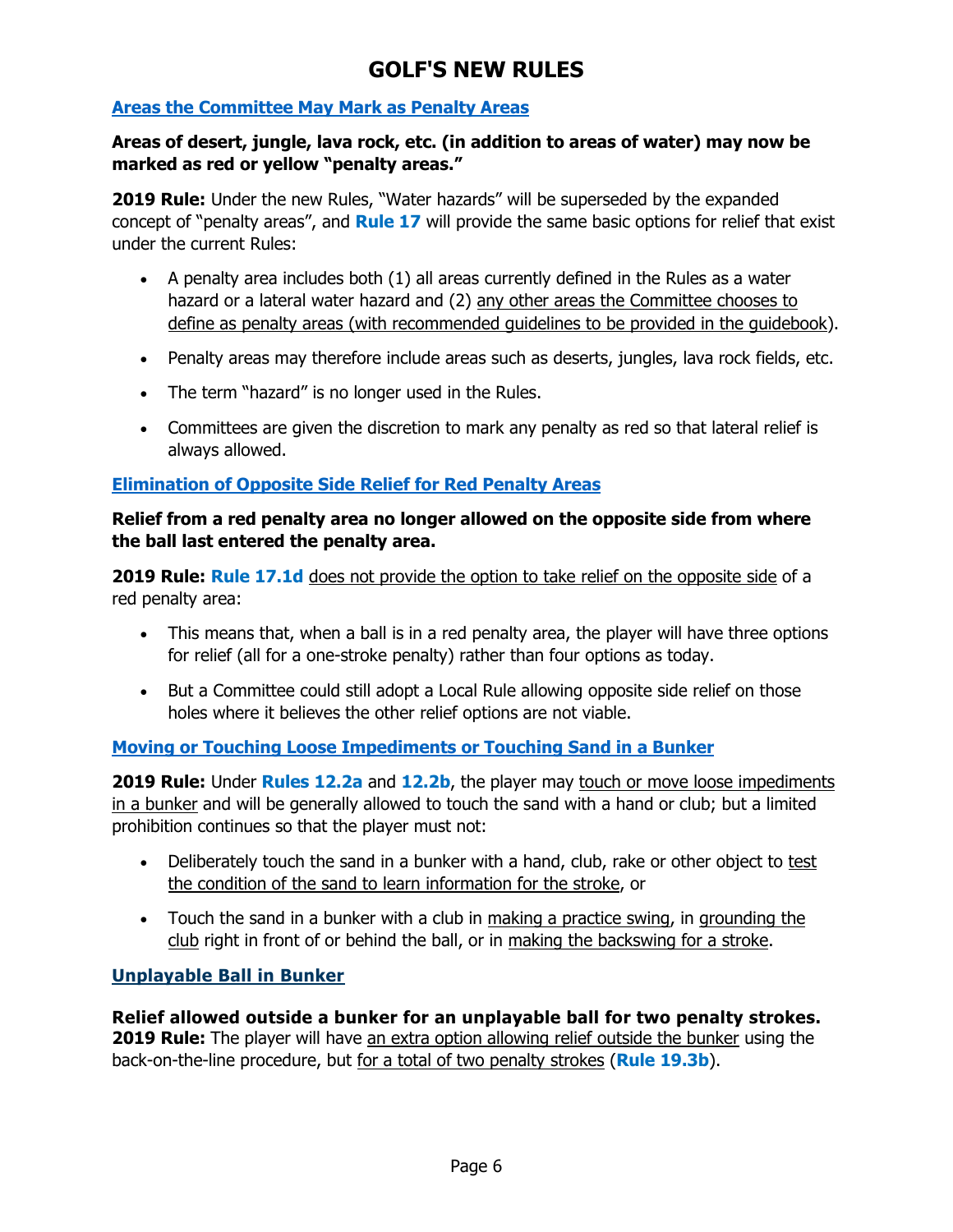# GOLF'S NEW RULES

## Areas the Committee May Mark as Penalty Areas

**Areas of desert, jungle, lava rock, etc. (in addition to areas of water) may now be marked as red or yellow "penalty areas."**

**2019 Rule:** Under the new Rules, "Water hazards" will be superseded by the expanded concept of "penalty areas", and **Rule 17** will provide the same basic options for relief that exist under the current Rules:

- A penalty area includes both (1) all areas currently defined in the Rules as a water hazard or a lateral water hazard and (2) any other areas the Committee chooses to define as penalty areas (with recommended guidelines to be provided in the guidebook).
- Penalty areas may therefore include areas such as deserts, jungles, lava rock fields, etc.
- The term "hazard" is no longer used in the Rules.
- Committees are given the discretion to mark any penalty as red so that lateral relief is always allowed.

## Elimination of Opposite Side Relief for Red Penalty Areas

**Relief from a red penalty area no longer allowed on the opposite side from where the ball last entered the penalty area.**

**2019 Rule: Rule 17.1d** does not provide the option to take relief on the opposite side of a red penalty area:

- This means that, when a ball is in a red penalty area, the player will have three options for relief (all for a one-stroke penalty) rather than four options as today.
- But a Committee could still adopt a Local Rule allowing opposite side relief on those holes where it believes the other relief options are not viable.

## Moving or Touching Loose Impediments or Touching Sand in a Bunker

**2019 Rule:** Under **Rules 12.2a** and **12.2b**, the player may touch or move loose impediments in a bunker and will be generally allowed to touch the sand with a hand or club; but a limited prohibition continues so that the player must not:

- Deliberately touch the sand in a bunker with a hand, club, rake or other object to test the condition of the sand to learn information for the stroke, or
- Touch the sand in a bunker with a club in making a practice swing, in grounding the club right in front of or behind the ball, or in making the backswing for a stroke.

## Unplayable Ball in Bunker

**Relief allowed outside a bunker for an unplayable ball for two penalty strokes.**
**2019 Rule:** The player will have an extra option allowing relief outside the bunker using the back-on-the-line procedure, but for a total of two penalty strokes (**Rule 19.3b**).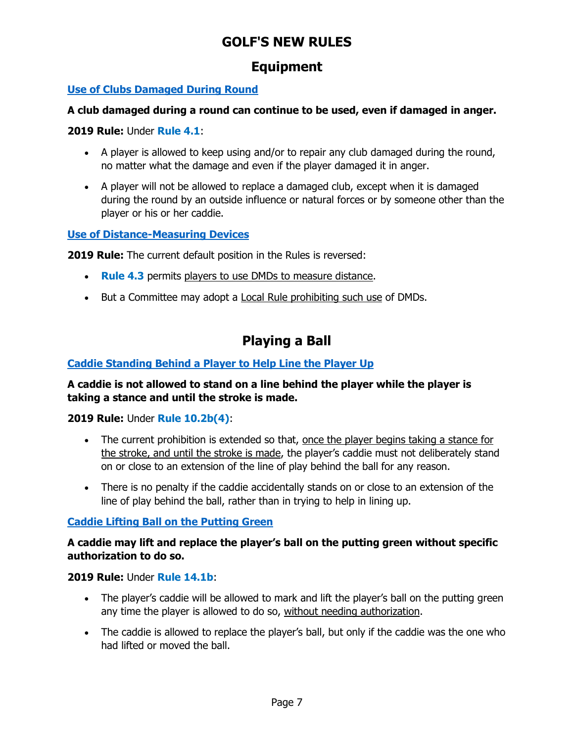# GOLF'S NEW RULES

## Equipment

### Use of Clubs Damaged During Round

**A club damaged during a round can continue to be used, even if damaged in anger.**

**2019 Rule:** Under **Rule 4.1**:

- A player is allowed to keep using and/or to repair any club damaged during the round, no matter what the damage and even if the player damaged it in anger.
- A player will not be allowed to replace a damaged club, except when it is damaged during the round by an outside influence or natural forces or by someone other than the player or his or her caddie.

### Use of Distance-Measuring Devices

**2019 Rule:** The current default position in the Rules is reversed:

- **Rule 4.3** permits players to use DMDs to measure distance.
- But a Committee may adopt a Local Rule prohibiting such use of DMDs.

## Playing a Ball

### Caddie Standing Behind a Player to Help Line the Player Up

**A caddie is not allowed to stand on a line behind the player while the player is taking a stance and until the stroke is made.**

**2019 Rule:** Under **Rule 10.2b(4)**:

- The current prohibition is extended so that, once the player begins taking a stance for the stroke, and until the stroke is made, the player's caddie must not deliberately stand on or close to an extension of the line of play behind the ball for any reason.
- There is no penalty if the caddie accidentally stands on or close to an extension of the line of play behind the ball, rather than in trying to help in lining up.

### Caddie Lifting Ball on the Putting Green

**A caddie may lift and replace the player's ball on the putting green without specific authorization to do so.**

**2019 Rule:** Under **Rule 14.1b**:

- The player's caddie will be allowed to mark and lift the player's ball on the putting green any time the player is allowed to do so, without needing authorization.
- The caddie is allowed to replace the player's ball, but only if the caddie was the one who had lifted or moved the ball.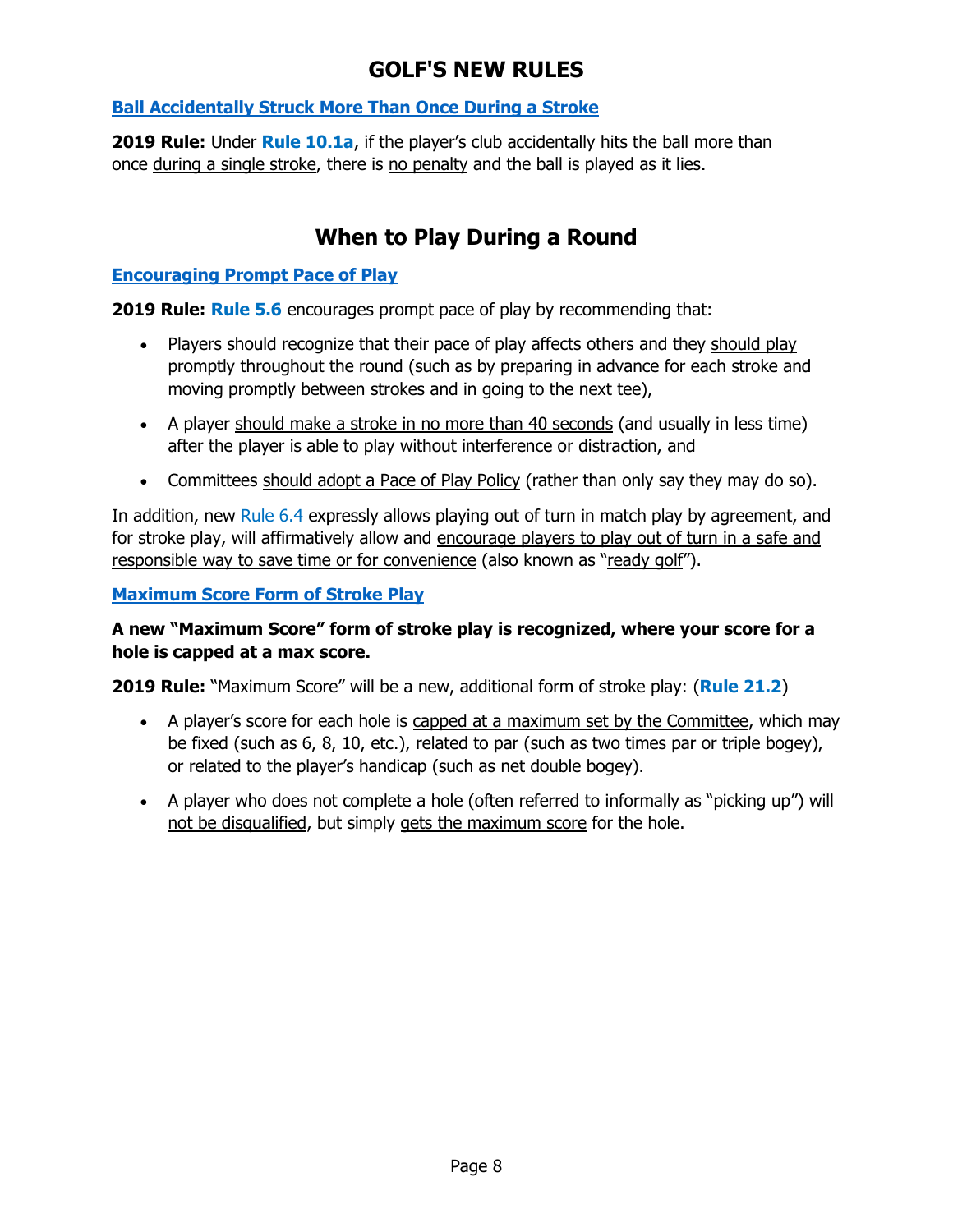# GOLF'S NEW RULES

### Ball Accidentally Struck More Than Once During a Stroke

**2019 Rule:** Under **Rule 10.1a**, if the player's club accidentally hits the ball more than once during a single stroke, there is no penalty and the ball is played as it lies.

## When to Play During a Round

### Encouraging Prompt Pace of Play

**2019 Rule:** **Rule 5.6** encourages prompt pace of play by recommending that:

- Players should recognize that their pace of play affects others and they should play promptly throughout the round (such as by preparing in advance for each stroke and moving promptly between strokes and in going to the next tee),
- A player should make a stroke in no more than 40 seconds (and usually in less time) after the player is able to play without interference or distraction, and
- Committees should adopt a Pace of Play Policy (rather than only say they may do so).

In addition, new Rule 6.4 expressly allows playing out of turn in match play by agreement, and for stroke play, will affirmatively allow and encourage players to play out of turn in a safe and responsible way to save time or for convenience (also known as "ready golf").

### Maximum Score Form of Stroke Play

**A new "Maximum Score" form of stroke play is recognized, where your score for a hole is capped at a max score.**

**2019 Rule:** "Maximum Score" will be a new, additional form of stroke play: (**Rule 21.2**)

- A player's score for each hole is capped at a maximum set by the Committee, which may be fixed (such as 6, 8, 10, etc.), related to par (such as two times par or triple bogey), or related to the player's handicap (such as net double bogey).
- A player who does not complete a hole (often referred to informally as "picking up") will not be disqualified, but simply gets the maximum score for the hole.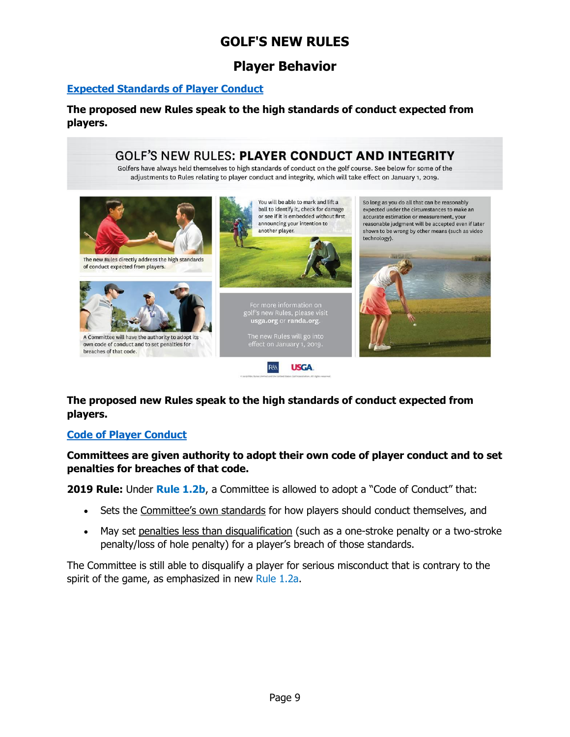# GOLF'S NEW RULES

## Player Behavior

### Expected Standards of Player Conduct

**The proposed new Rules speak to the high standards of conduct expected from players.**

GOLF'S NEW RULES: **PLAYER CONDUCT AND INTEGRITY**

Golfers have always held themselves to high standards of conduct on the golf course. See below for some of the adjustments to Rules relating to player conduct and integrity, which will take effect on January 1, 2019.

The new Rules directly address the high standards of conduct expected from players.

You will be able to mark and lift a ball to identify it, check for damage or see if it is embedded without first announcing your intention to another player.

So long as you do all that can be reasonably expected under the circumstances to make an accurate estimation or measurement, your reasonable judgment will be accepted even if later shown to be wrong by other means (such as video technology).

A Committee will have the authority to adopt its own code of conduct and to set penalties for breaches of that code.

For more information on golf's new Rules, please visit **usga.org** or **randa.org**.

The new Rules will go into effect on January 1, 2019.

R&A USGA

**The proposed new Rules speak to the high standards of conduct expected from players.**

### Code of Player Conduct

**Committees are given authority to adopt their own code of player conduct and to set penalties for breaches of that code.**

**2019 Rule:** Under **Rule 1.2b**, a Committee is allowed to adopt a "Code of Conduct" that:

- Sets the Committee's own standards for how players should conduct themselves, and
- May set penalties less than disqualification (such as a one-stroke penalty or a two-stroke penalty/loss of hole penalty) for a player's breach of those standards.

The Committee is still able to disqualify a player for serious misconduct that is contrary to the spirit of the game, as emphasized in new Rule 1.2a.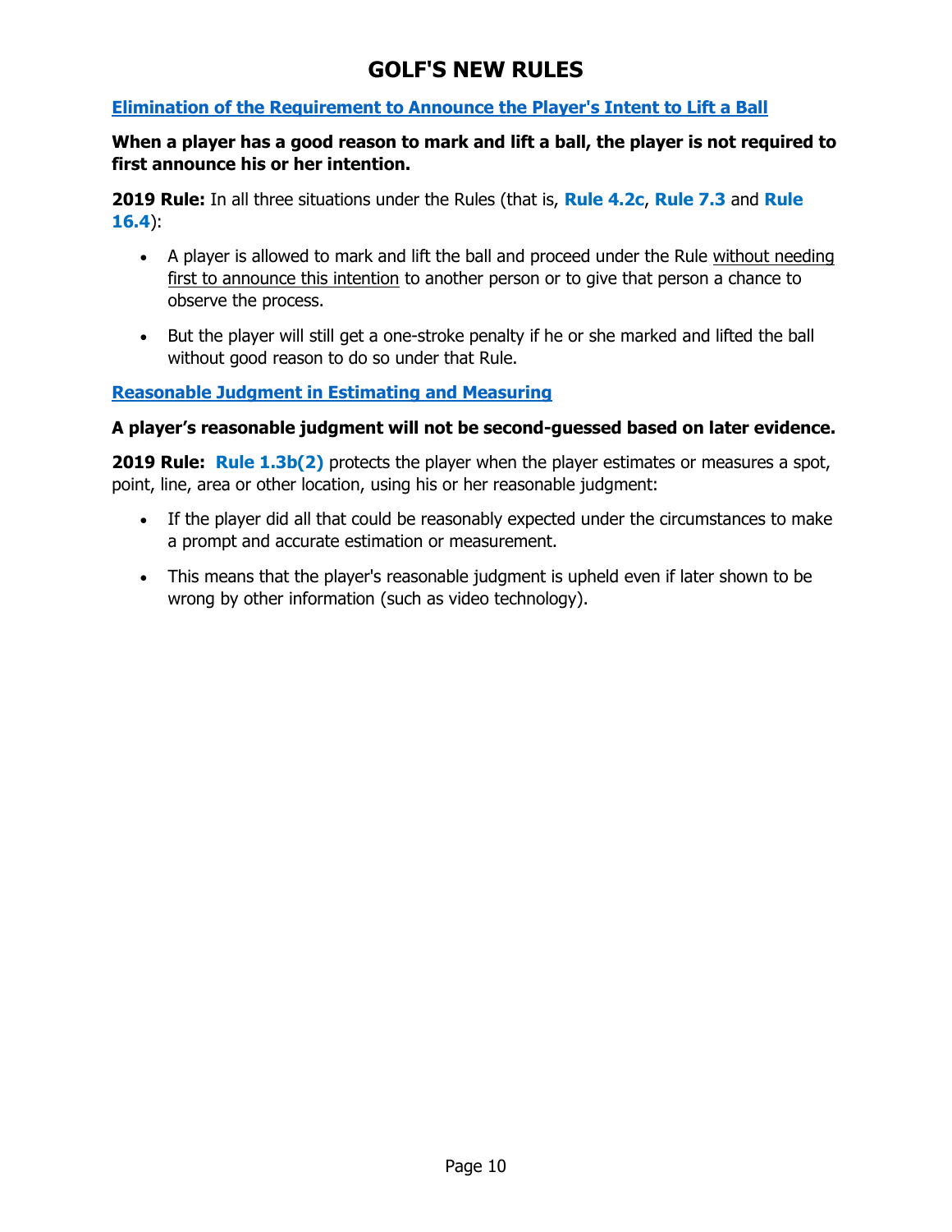# GOLF'S NEW RULES

## Elimination of the Requirement to Announce the Player's Intent to Lift a Ball

**When a player has a good reason to mark and lift a ball, the player is not required to first announce his or her intention.**

**2019 Rule:** In all three situations under the Rules (that is, **Rule 4.2c**, **Rule 7.3** and **Rule 16.4**):

- A player is allowed to mark and lift the ball and proceed under the Rule without needing first to announce this intention to another person or to give that person a chance to observe the process.
- But the player will still get a one-stroke penalty if he or she marked and lifted the ball without good reason to do so under that Rule.

## Reasonable Judgment in Estimating and Measuring

**A player's reasonable judgment will not be second-guessed based on later evidence.**

**2019 Rule:** **Rule 1.3b(2)** protects the player when the player estimates or measures a spot, point, line, area or other location, using his or her reasonable judgment:

- If the player did all that could be reasonably expected under the circumstances to make a prompt and accurate estimation or measurement.
- This means that the player's reasonable judgment is upheld even if later shown to be wrong by other information (such as video technology).